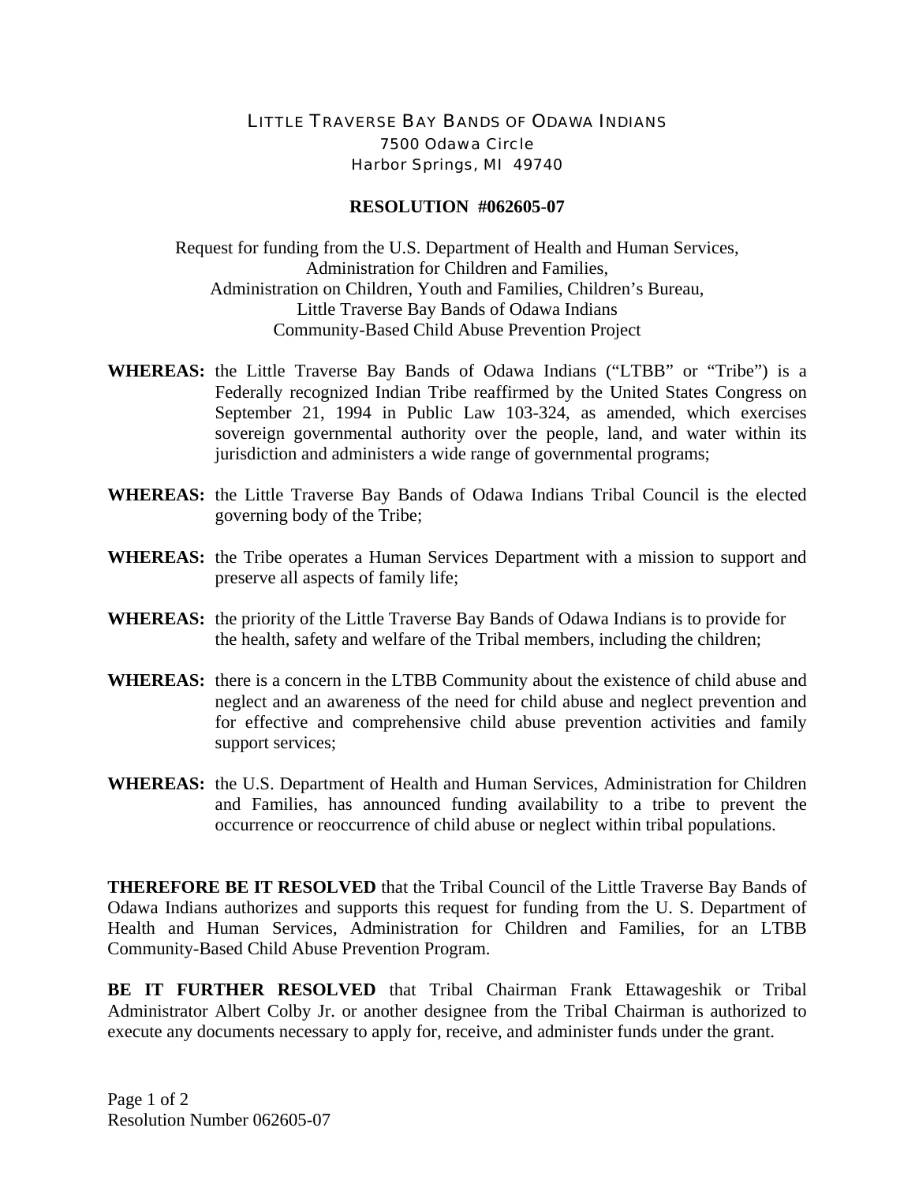# LITTLE TRAVERSE BAY BANDS OF ODAWA INDIANS

7500 Odawa Circle
Harbor Springs, MI 49740

## RESOLUTION #062605-07

Request for funding from the U.S. Department of Health and Human Services,
Administration for Children and Families,
Administration on Children, Youth and Families, Children's Bureau,
Little Traverse Bay Bands of Odawa Indians
Community-Based Child Abuse Prevention Project

**WHEREAS:** the Little Traverse Bay Bands of Odawa Indians ("LTBB" or "Tribe") is a Federally recognized Indian Tribe reaffirmed by the United States Congress on September 21, 1994 in Public Law 103-324, as amended, which exercises sovereign governmental authority over the people, land, and water within its jurisdiction and administers a wide range of governmental programs;

**WHEREAS:** the Little Traverse Bay Bands of Odawa Indians Tribal Council is the elected governing body of the Tribe;

**WHEREAS:** the Tribe operates a Human Services Department with a mission to support and preserve all aspects of family life;

**WHEREAS:** the priority of the Little Traverse Bay Bands of Odawa Indians is to provide for the health, safety and welfare of the Tribal members, including the children;

**WHEREAS:** there is a concern in the LTBB Community about the existence of child abuse and neglect and an awareness of the need for child abuse and neglect prevention and for effective and comprehensive child abuse prevention activities and family support services;

**WHEREAS:** the U.S. Department of Health and Human Services, Administration for Children and Families, has announced funding availability to a tribe to prevent the occurrence or reoccurrence of child abuse or neglect within tribal populations.

**THEREFORE BE IT RESOLVED** that the Tribal Council of the Little Traverse Bay Bands of Odawa Indians authorizes and supports this request for funding from the U. S. Department of Health and Human Services, Administration for Children and Families, for an LTBB Community-Based Child Abuse Prevention Program.

**BE IT FURTHER RESOLVED** that Tribal Chairman Frank Ettawageshik or Tribal Administrator Albert Colby Jr. or another designee from the Tribal Chairman is authorized to execute any documents necessary to apply for, receive, and administer funds under the grant.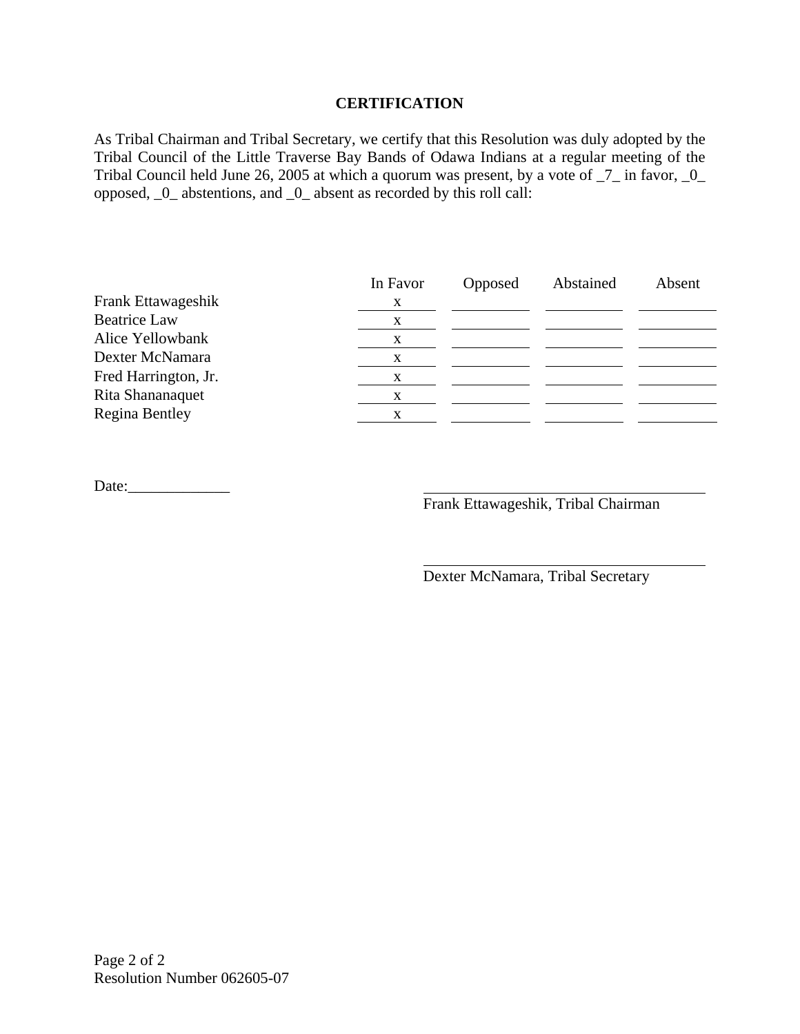**CERTIFICATION**

As Tribal Chairman and Tribal Secretary, we certify that this Resolution was duly adopted by the Tribal Council of the Little Traverse Bay Bands of Odawa Indians at a regular meeting of the Tribal Council held June 26, 2005 at which a quorum was present, by a vote of _7_ in favor, _0_ opposed, _0_ abstentions, and _0_ absent as recorded by this roll call:

| | In Favor | Opposed | Abstained | Absent |
|---|---|---|---|---|
| Frank Ettawageshik | x | | | |
| Beatrice Law | x | | | |
| Alice Yellowbank | x | | | |
| Dexter McNamara | x | | | |
| Fred Harrington, Jr. | x | | | |
| Rita Shananaquet | x | | | |
| Regina Bentley | x | | | |

Date:_____________

_____________________________________
Frank Ettawageshik, Tribal Chairman

_____________________________________
Dexter McNamara, Tribal Secretary

Resolution Number 062605-07